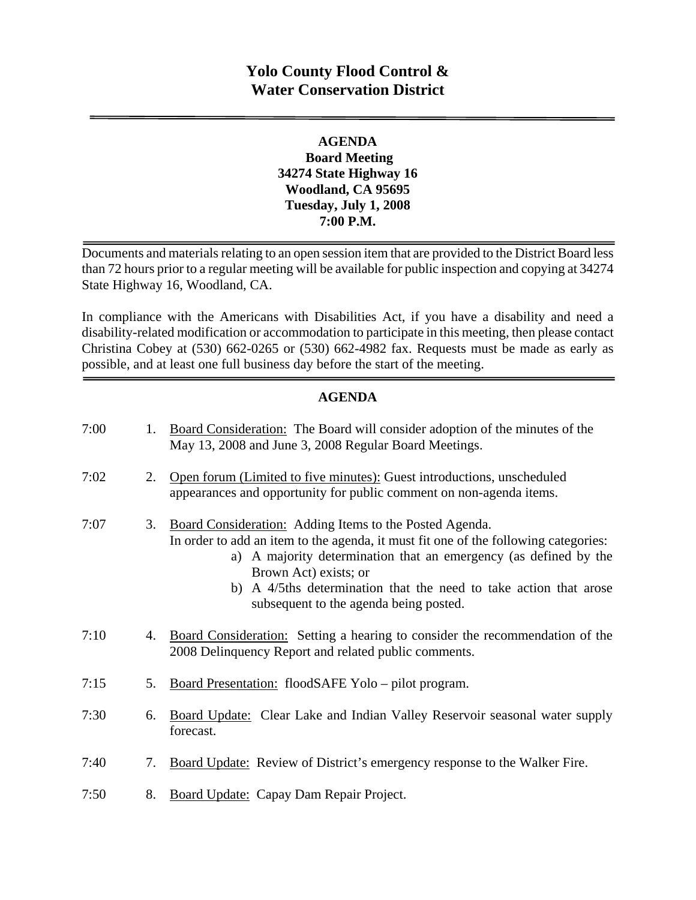# Yolo County Flood Control & Water Conservation District

**AGENDA**
**Board Meeting**
**34274 State Highway 16**
**Woodland, CA 95695**
**Tuesday, July 1, 2008**
**7:00 P.M.**

Documents and materials relating to an open session item that are provided to the District Board less than 72 hours prior to a regular meeting will be available for public inspection and copying at 34274 State Highway 16, Woodland, CA.

In compliance with the Americans with Disabilities Act, if you have a disability and need a disability-related modification or accommodation to participate in this meeting, then please contact Christina Cobey at (530) 662-0265 or (530) 662-4982 fax. Requests must be made as early as possible, and at least one full business day before the start of the meeting.

## AGENDA

7:00 1. Board Consideration: The Board will consider adoption of the minutes of the May 13, 2008 and June 3, 2008 Regular Board Meetings.

7:02 2. Open forum (Limited to five minutes): Guest introductions, unscheduled appearances and opportunity for public comment on non-agenda items.

7:07 3. Board Consideration: Adding Items to the Posted Agenda.
In order to add an item to the agenda, it must fit one of the following categories:
   a) A majority determination that an emergency (as defined by the Brown Act) exists; or
   b) A 4/5ths determination that the need to take action that arose subsequent to the agenda being posted.

7:10 4. Board Consideration: Setting a hearing to consider the recommendation of the 2008 Delinquency Report and related public comments.

7:15 5. Board Presentation: floodSAFE Yolo – pilot program.

7:30 6. Board Update: Clear Lake and Indian Valley Reservoir seasonal water supply forecast.

7:40 7. Board Update: Review of District's emergency response to the Walker Fire.

7:50 8. Board Update: Capay Dam Repair Project.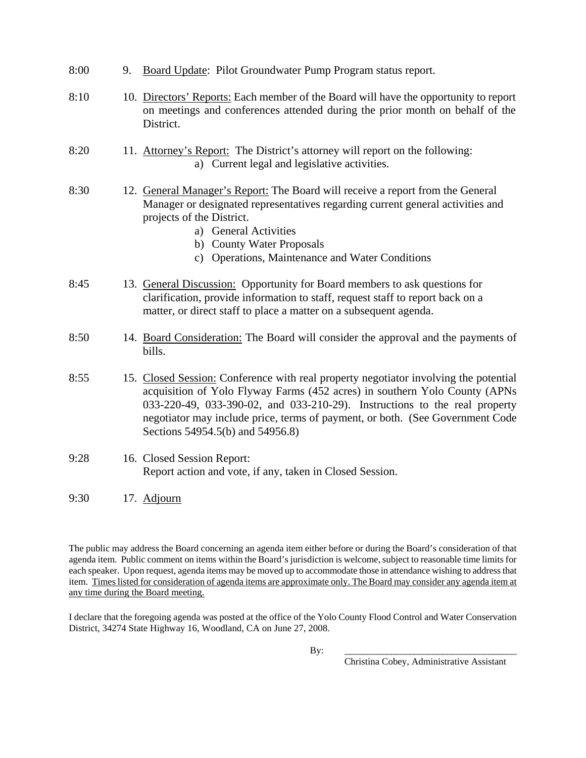8:00 9. <u>Board Update</u>: Pilot Groundwater Pump Program status report.

8:10 10. <u>Directors' Reports:</u> Each member of the Board will have the opportunity to report on meetings and conferences attended during the prior month on behalf of the District.

8:20 11. <u>Attorney's Report:</u> The District's attorney will report on the following:

- a) Current legal and legislative activities.

8:30 12. <u>General Manager's Report:</u> The Board will receive a report from the General Manager or designated representatives regarding current general activities and projects of the District.

- a) General Activities
- b) County Water Proposals
- c) Operations, Maintenance and Water Conditions

8:45 13. <u>General Discussion:</u> Opportunity for Board members to ask questions for clarification, provide information to staff, request staff to report back on a matter, or direct staff to place a matter on a subsequent agenda.

8:50 14. <u>Board Consideration:</u> The Board will consider the approval and the payments of bills.

8:55 15. <u>Closed Session:</u> Conference with real property negotiator involving the potential acquisition of Yolo Flyway Farms (452 acres) in southern Yolo County (APNs 033-220-49, 033-390-02, and 033-210-29). Instructions to the real property negotiator may include price, terms of payment, or both. (See Government Code Sections 54954.5(b) and 54956.8)

9:28 16. Closed Session Report:
Report action and vote, if any, taken in Closed Session.

9:30 17. <u>Adjourn</u>

The public may address the Board concerning an agenda item either before or during the Board's consideration of that agenda item. Public comment on items within the Board's jurisdiction is welcome, subject to reasonable time limits for each speaker. Upon request, agenda items may be moved up to accommodate those in attendance wishing to address that item. <u>Times listed for consideration of agenda items are approximate only. The Board may consider any agenda item at any time during the Board meeting.</u>

I declare that the foregoing agenda was posted at the office of the Yolo County Flood Control and Water Conservation District, 34274 State Highway 16, Woodland, CA on June 27, 2008.

By: \_\_\_\_\_\_\_\_\_\_\_\_\_\_\_\_\_\_\_\_\_\_\_\_\_\_\_\_\_\_\_\_\_\_\_\_
Christina Cobey, Administrative Assistant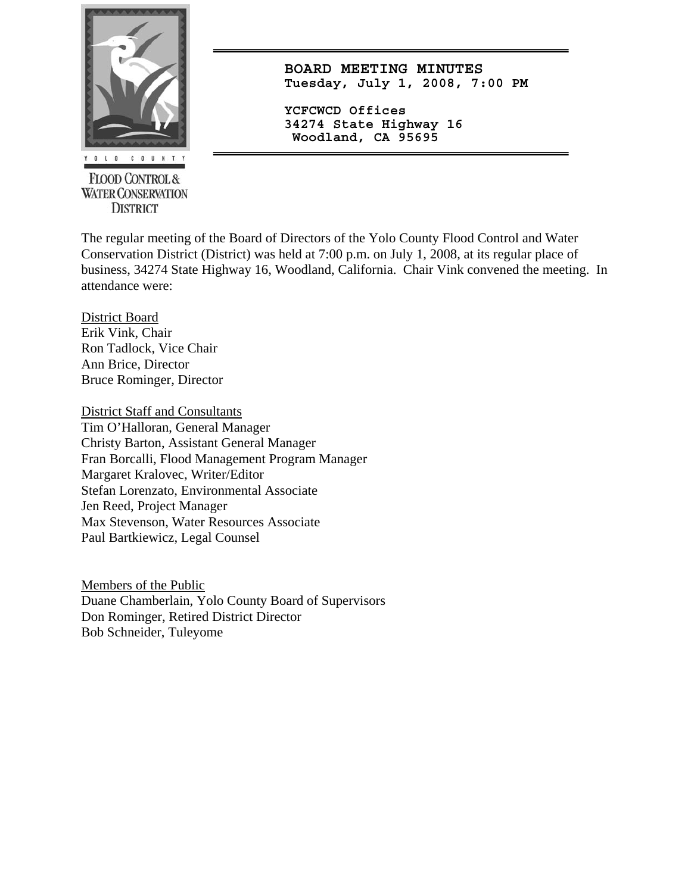# BOARD MEETING MINUTES

**Tuesday, July 1, 2008, 7:00 PM**

**YCFCWCD Offices**
**34274 State Highway 16**
**Woodland, CA 95695**

Yolo County Flood Control & Water Conservation District

The regular meeting of the Board of Directors of the Yolo County Flood Control and Water Conservation District (District) was held at 7:00 p.m. on July 1, 2008, at its regular place of business, 34274 State Highway 16, Woodland, California. Chair Vink convened the meeting. In attendance were:

District Board
Erik Vink, Chair
Ron Tadlock, Vice Chair
Ann Brice, Director
Bruce Rominger, Director

District Staff and Consultants
Tim O'Halloran, General Manager
Christy Barton, Assistant General Manager
Fran Borcalli, Flood Management Program Manager
Margaret Kralovec, Writer/Editor
Stefan Lorenzato, Environmental Associate
Jen Reed, Project Manager
Max Stevenson, Water Resources Associate
Paul Bartkiewicz, Legal Counsel

Members of the Public
Duane Chamberlain, Yolo County Board of Supervisors
Don Rominger, Retired District Director
Bob Schneider, Tuleyome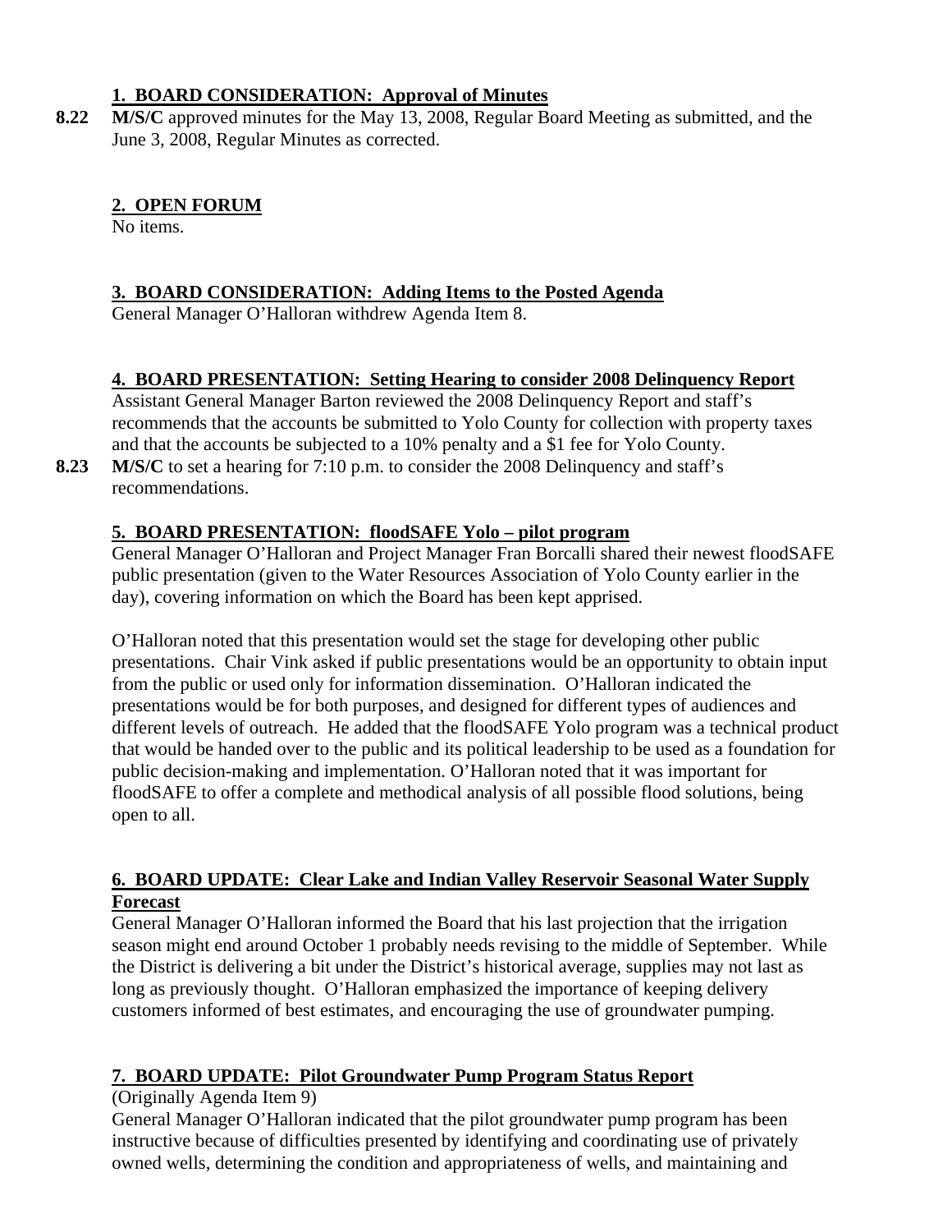## 1. BOARD CONSIDERATION: Approval of Minutes

**8.22** **M/S/C** approved minutes for the May 13, 2008, Regular Board Meeting as submitted, and the June 3, 2008, Regular Minutes as corrected.

## 2. OPEN FORUM

No items.

## 3. BOARD CONSIDERATION: Adding Items to the Posted Agenda

General Manager O'Halloran withdrew Agenda Item 8.

## 4. BOARD PRESENTATION: Setting Hearing to consider 2008 Delinquency Report

Assistant General Manager Barton reviewed the 2008 Delinquency Report and staff's recommends that the accounts be submitted to Yolo County for collection with property taxes and that the accounts be subjected to a 10% penalty and a $1 fee for Yolo County.

**8.23** **M/S/C** to set a hearing for 7:10 p.m. to consider the 2008 Delinquency and staff's recommendations.

## 5. BOARD PRESENTATION: floodSAFE Yolo – pilot program

General Manager O'Halloran and Project Manager Fran Borcalli shared their newest floodSAFE public presentation (given to the Water Resources Association of Yolo County earlier in the day), covering information on which the Board has been kept apprised.

O'Halloran noted that this presentation would set the stage for developing other public presentations. Chair Vink asked if public presentations would be an opportunity to obtain input from the public or used only for information dissemination. O'Halloran indicated the presentations would be for both purposes, and designed for different types of audiences and different levels of outreach. He added that the floodSAFE Yolo program was a technical product that would be handed over to the public and its political leadership to be used as a foundation for public decision-making and implementation. O'Halloran noted that it was important for floodSAFE to offer a complete and methodical analysis of all possible flood solutions, being open to all.

## 6. BOARD UPDATE: Clear Lake and Indian Valley Reservoir Seasonal Water Supply Forecast

General Manager O'Halloran informed the Board that his last projection that the irrigation season might end around October 1 probably needs revising to the middle of September. While the District is delivering a bit under the District's historical average, supplies may not last as long as previously thought. O'Halloran emphasized the importance of keeping delivery customers informed of best estimates, and encouraging the use of groundwater pumping.

## 7. BOARD UPDATE: Pilot Groundwater Pump Program Status Report

(Originally Agenda Item 9)

General Manager O'Halloran indicated that the pilot groundwater pump program has been instructive because of difficulties presented by identifying and coordinating use of privately owned wells, determining the condition and appropriateness of wells, and maintaining and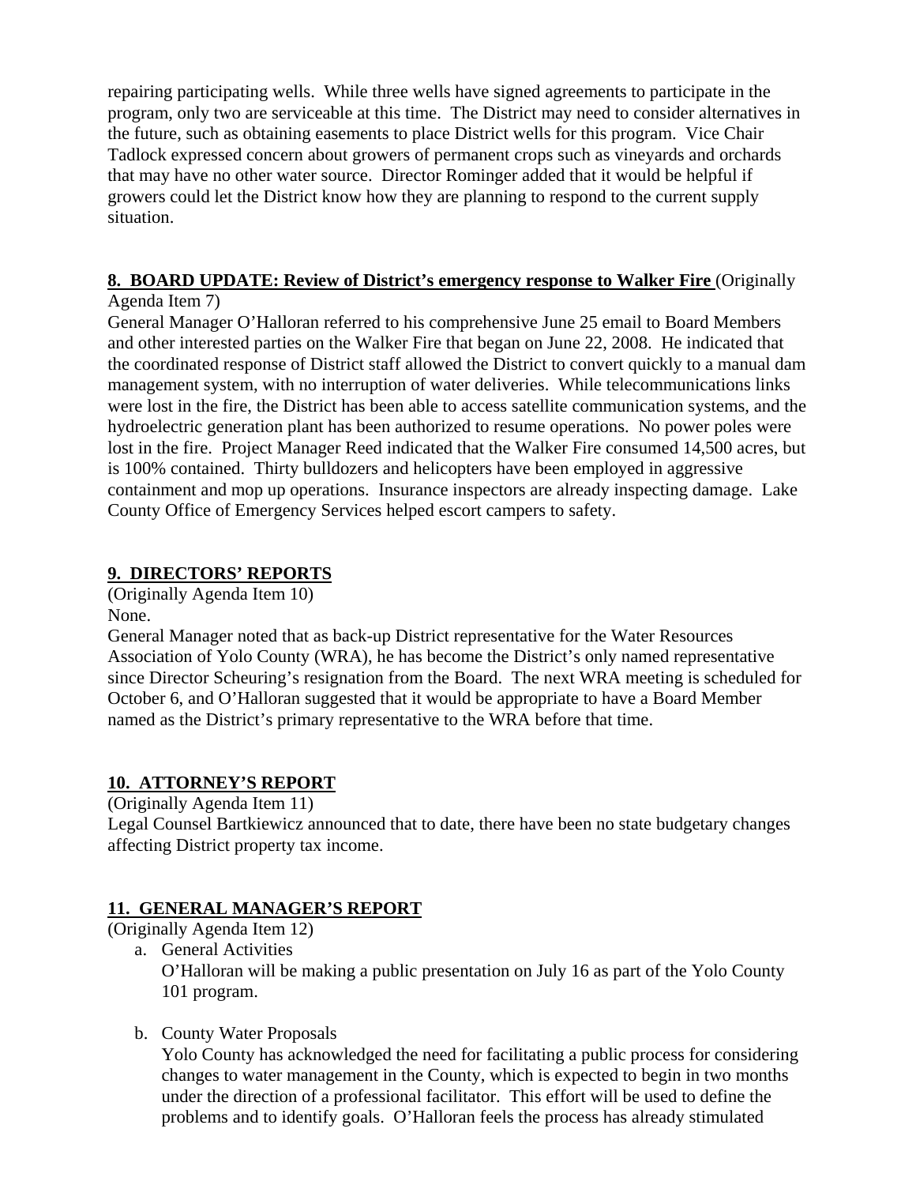repairing participating wells. While three wells have signed agreements to participate in the program, only two are serviceable at this time. The District may need to consider alternatives in the future, such as obtaining easements to place District wells for this program. Vice Chair Tadlock expressed concern about growers of permanent crops such as vineyards and orchards that may have no other water source. Director Rominger added that it would be helpful if growers could let the District know how they are planning to respond to the current supply situation.

**8. BOARD UPDATE: Review of District's emergency response to Walker Fire** (Originally Agenda Item 7)

General Manager O'Halloran referred to his comprehensive June 25 email to Board Members and other interested parties on the Walker Fire that began on June 22, 2008. He indicated that the coordinated response of District staff allowed the District to convert quickly to a manual dam management system, with no interruption of water deliveries. While telecommunications links were lost in the fire, the District has been able to access satellite communication systems, and the hydroelectric generation plant has been authorized to resume operations. No power poles were lost in the fire. Project Manager Reed indicated that the Walker Fire consumed 14,500 acres, but is 100% contained. Thirty bulldozers and helicopters have been employed in aggressive containment and mop up operations. Insurance inspectors are already inspecting damage. Lake County Office of Emergency Services helped escort campers to safety.

**9. DIRECTORS' REPORTS**

(Originally Agenda Item 10)

None.

General Manager noted that as back-up District representative for the Water Resources Association of Yolo County (WRA), he has become the District's only named representative since Director Scheuring's resignation from the Board. The next WRA meeting is scheduled for October 6, and O'Halloran suggested that it would be appropriate to have a Board Member named as the District's primary representative to the WRA before that time.

**10. ATTORNEY'S REPORT**

(Originally Agenda Item 11)

Legal Counsel Bartkiewicz announced that to date, there have been no state budgetary changes affecting District property tax income.

**11. GENERAL MANAGER'S REPORT**

(Originally Agenda Item 12)

a. General Activities

   O'Halloran will be making a public presentation on July 16 as part of the Yolo County 101 program.

b. County Water Proposals

   Yolo County has acknowledged the need for facilitating a public process for considering changes to water management in the County, which is expected to begin in two months under the direction of a professional facilitator. This effort will be used to define the problems and to identify goals. O'Halloran feels the process has already stimulated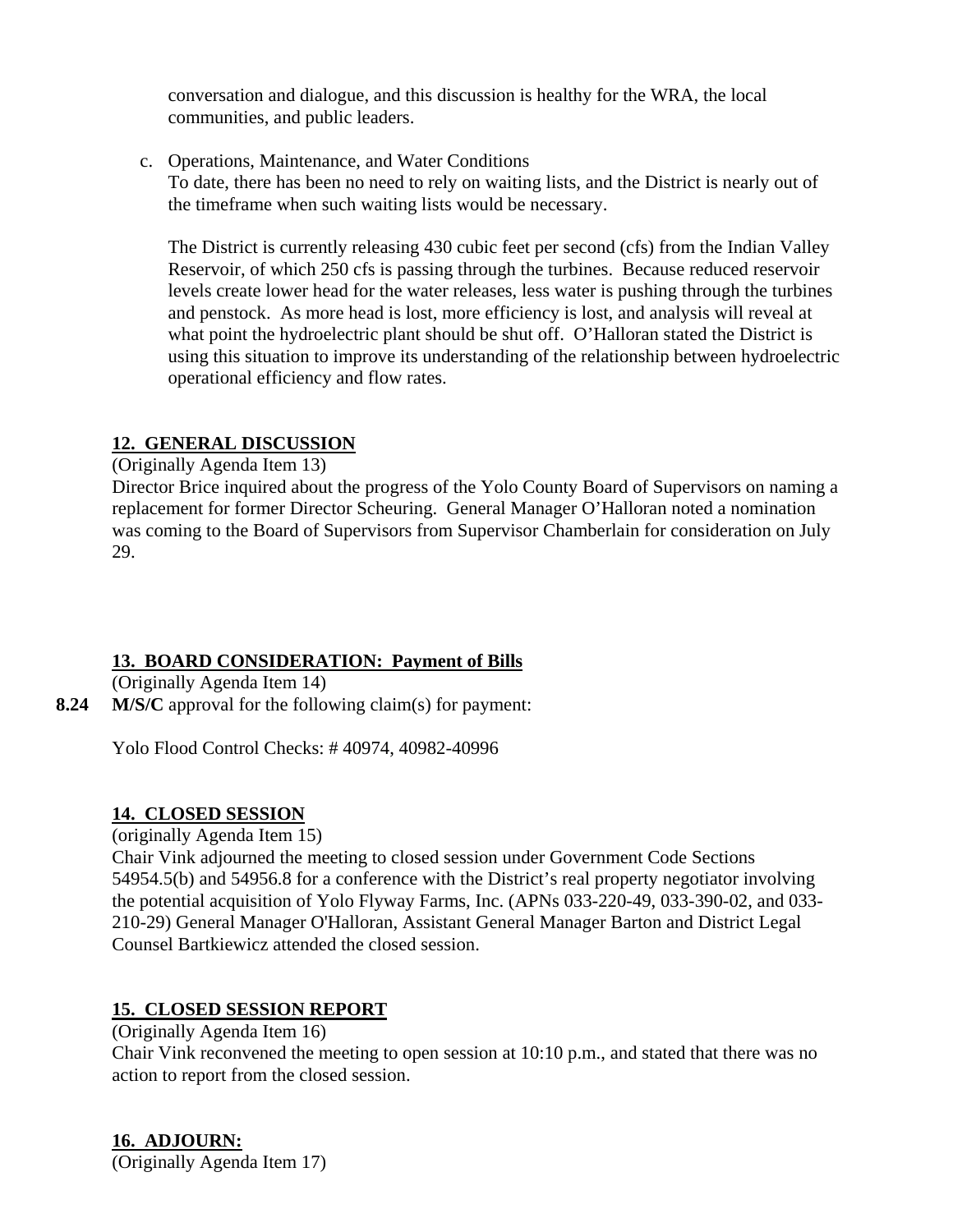conversation and dialogue, and this discussion is healthy for the WRA, the local communities, and public leaders.

c. Operations, Maintenance, and Water Conditions

   To date, there has been no need to rely on waiting lists, and the District is nearly out of the timeframe when such waiting lists would be necessary.

   The District is currently releasing 430 cubic feet per second (cfs) from the Indian Valley Reservoir, of which 250 cfs is passing through the turbines. Because reduced reservoir levels create lower head for the water releases, less water is pushing through the turbines and penstock. As more head is lost, more efficiency is lost, and analysis will reveal at what point the hydroelectric plant should be shut off. O'Halloran stated the District is using this situation to improve its understanding of the relationship between hydroelectric operational efficiency and flow rates.

**12. GENERAL DISCUSSION**

(Originally Agenda Item 13)

Director Brice inquired about the progress of the Yolo County Board of Supervisors on naming a replacement for former Director Scheuring. General Manager O'Halloran noted a nomination was coming to the Board of Supervisors from Supervisor Chamberlain for consideration on July 29.

**13. BOARD CONSIDERATION: Payment of Bills**

(Originally Agenda Item 14)

**8.24** **M/S/C** approval for the following claim(s) for payment:

Yolo Flood Control Checks: # 40974, 40982-40996

**14. CLOSED SESSION**

(originally Agenda Item 15)

Chair Vink adjourned the meeting to closed session under Government Code Sections 54954.5(b) and 54956.8 for a conference with the District's real property negotiator involving the potential acquisition of Yolo Flyway Farms, Inc. (APNs 033-220-49, 033-390-02, and 033-210-29) General Manager O'Halloran, Assistant General Manager Barton and District Legal Counsel Bartkiewicz attended the closed session.

**15. CLOSED SESSION REPORT**

(Originally Agenda Item 16)

Chair Vink reconvened the meeting to open session at 10:10 p.m., and stated that there was no action to report from the closed session.

**16. ADJOURN:**

(Originally Agenda Item 17)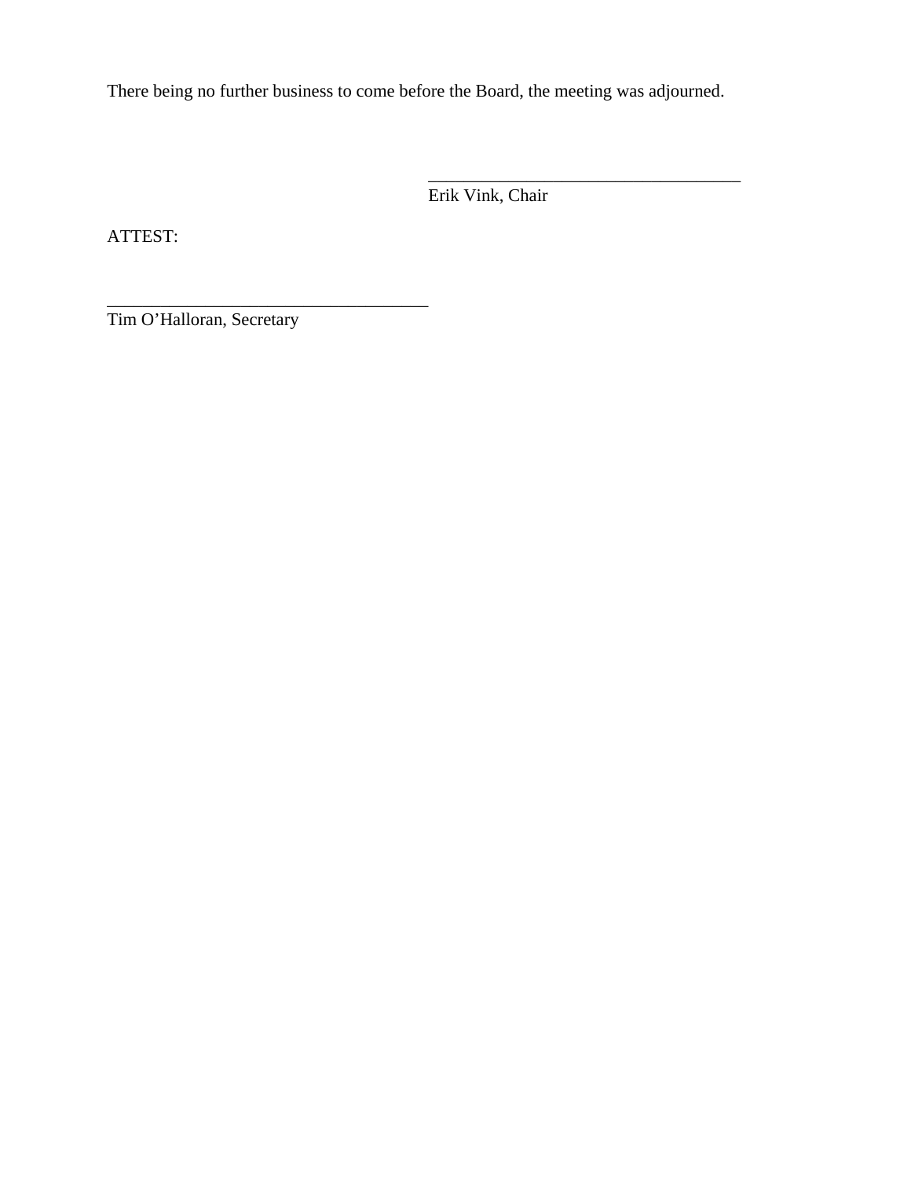There being no further business to come before the Board, the meeting was adjourned.

\_\_\_\_\_\_\_\_\_\_\_\_\_\_\_\_\_\_\_\_\_\_\_\_\_\_\_\_\_\_\_\_\_\_\_\_

Erik Vink, Chair

ATTEST:

\_\_\_\_\_\_\_\_\_\_\_\_\_\_\_\_\_\_\_\_\_\_\_\_\_\_\_\_\_\_\_\_\_\_\_\_

Tim O'Halloran, Secretary